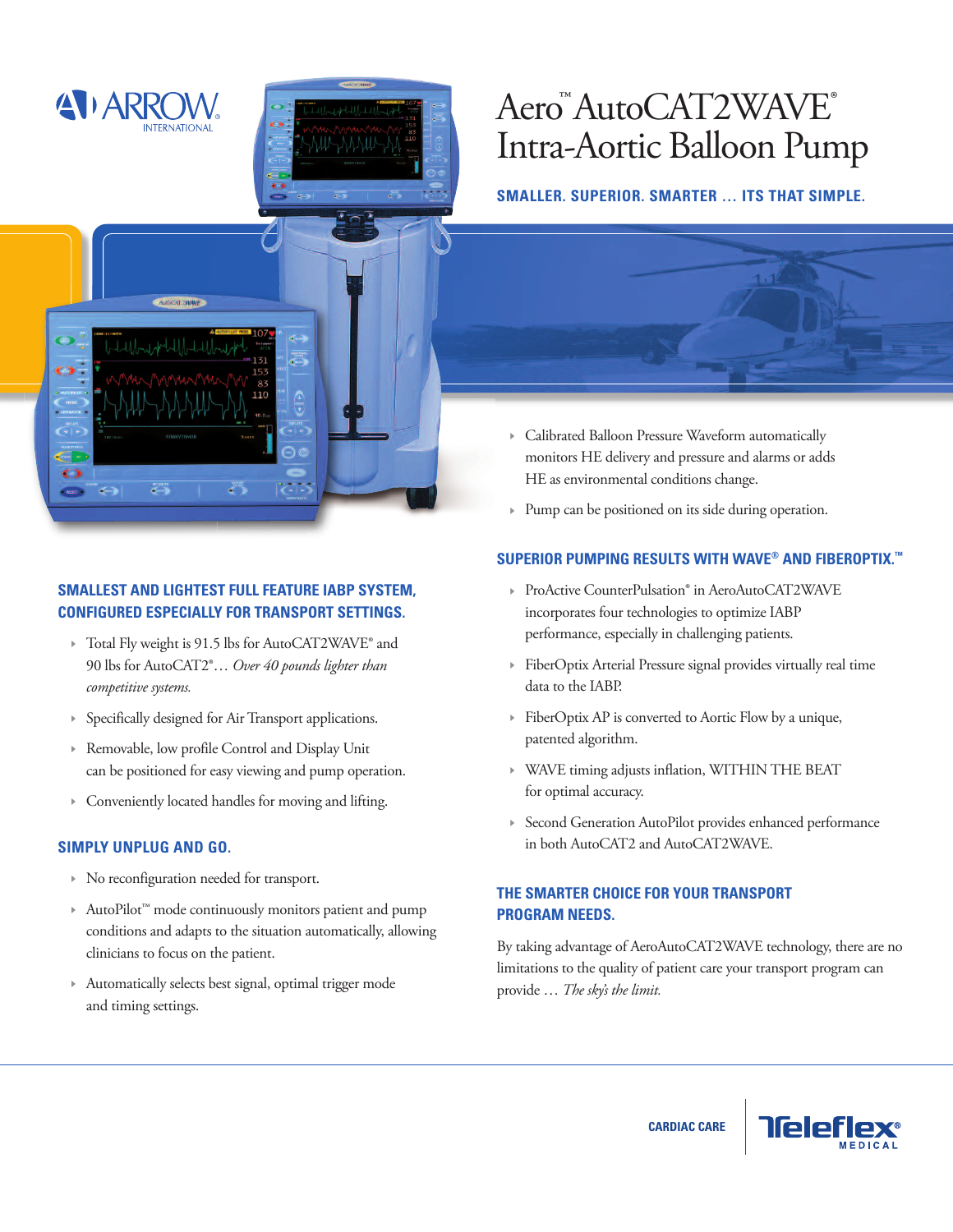# Aero™ AutoCAT2WAVE® Intra-Aortic Balloon Pump

**SMALLER. SUPERIOR. SMARTER … ITS THAT SIMPLE.**

- Calibrated Balloon Pressure Waveform automatically monitors HE delivery and pressure and alarms or adds HE as environmental conditions change.
- Pump can be positioned on its side during operation.

## SMALLEST AND LIGHTEST FULL FEATURE IABP SYSTEM, CONFIGURED ESPECIALLY FOR TRANSPORT SETTINGS.

- Total Fly weight is 91.5 lbs for AutoCAT2WAVE® and 90 lbs for AutoCAT2®… *Over 40 pounds lighter than competitive systems.*
- Specifically designed for Air Transport applications.
- Removable, low profile Control and Display Unit can be positioned for easy viewing and pump operation.
- Conveniently located handles for moving and lifting.

## SIMPLY UNPLUG AND GO.

- No reconfiguration needed for transport.
- AutoPilot™ mode continuously monitors patient and pump conditions and adapts to the situation automatically, allowing clinicians to focus on the patient.
- Automatically selects best signal, optimal trigger mode and timing settings.

## SUPERIOR PUMPING RESULTS WITH WAVE® AND FIBEROPTIX.™

- ProActive CounterPulsation® in AeroAutoCAT2WAVE incorporates four technologies to optimize IABP performance, especially in challenging patients.
- FiberOptix Arterial Pressure signal provides virtually real time data to the IABP.
- FiberOptix AP is converted to Aortic Flow by a unique, patented algorithm.
- WAVE timing adjusts inflation, WITHIN THE BEAT for optimal accuracy.
- Second Generation AutoPilot provides enhanced performance in both AutoCAT2 and AutoCAT2WAVE.

## THE SMARTER CHOICE FOR YOUR TRANSPORT PROGRAM NEEDS.

By taking advantage of AeroAutoCAT2WAVE technology, there are no limitations to the quality of patient care your transport program can provide … *The sky's the limit.*

CARDIAC CARE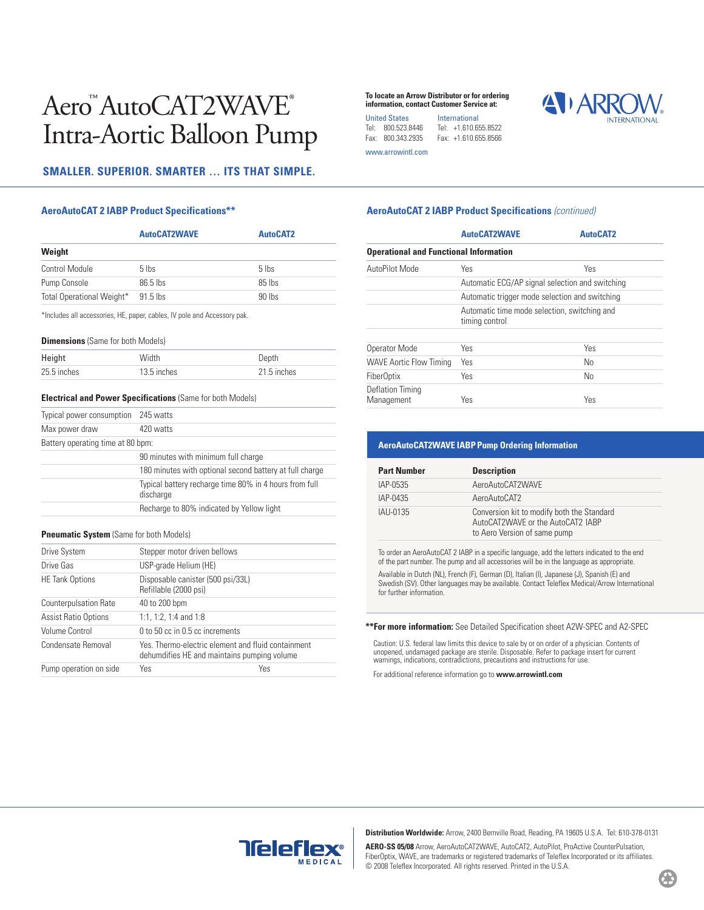# Aero™ AutoCAT2WAVE® Intra-Aortic Balloon Pump

**To locate an Arrow Distributor or for ordering information, contact Customer Service at:**

United States
Tel: 800.523.8446
Fax: 800.343.2935

International
Tel: +1.610.655.8522
Fax: +1.610.655.8566

www.arrowintl.com

ARROW INTERNATIONAL

## SMALLER. SUPERIOR. SMARTER ... ITS THAT SIMPLE.

### AeroAutoCAT 2 IABP Product Specifications**

| | AutoCAT2WAVE | AutoCAT2 |
|---|---|---|
| **Weight** | | |
| Control Module | 5 lbs | 5 lbs |
| Pump Console | 86.5 lbs | 85 lbs |
| Total Operational Weight* | 91.5 lbs | 90 lbs |

*Includes all accessories, HE, paper, cables, IV pole and Accessory pak.

**Dimensions** (Same for both Models)

| Height | Width | Depth |
|---|---|---|
| 25.5 inches | 13.5 inches | 21.5 inches |

**Electrical and Power Specifications** (Same for both Models)

| | |
|---|---|
| Typical power consumption | 245 watts |
| Max power draw | 420 watts |
| Battery operating time at 80 bpm: | |
| | 90 minutes with minimum full charge |
| | 180 minutes with optional second battery at full charge |
| | Typical battery recharge time 80% in 4 hours from full discharge |
| | Recharge to 80% indicated by Yellow light |

**Pneumatic System** (Same for both Models)

| | | |
|---|---|---|
| Drive System | Stepper motor driven bellows | |
| Drive Gas | USP-grade Helium (HE) | |
| HE Tank Options | Disposable canister (500 psi/33L) Refillable (2000 psi) | |
| Counterpulsation Rate | 40 to 200 bpm | |
| Assist Ratio Options | 1:1, 1:2, 1:4 and 1:8 | |
| Volume Control | 0 to 50 cc in 0.5 cc increments | |
| Condensate Removal | Yes. Thermo-electric element and fluid containment dehumdifies HE and maintains pumping volume | |
| Pump operation on side | Yes | Yes |

### AeroAutoCAT 2 IABP Product Specifications *(continued)*

| | AutoCAT2WAVE | AutoCAT2 |
|---|---|---|
| **Operational and Functional Information** | | |
| AutoPilot Mode | Yes | Yes |
| | Automatic ECG/AP signal selection and switching | |
| | Automatic trigger mode selection and switching | |
| | Automatic time mode selection, switching and timing control | |
| Operator Mode | Yes | Yes |
| WAVE Aortic Flow Timing | Yes | No |
| FiberOptix | Yes | No |
| Deflation Timing Management | Yes | Yes |

### AeroAutoCAT2WAVE IABP Pump Ordering Information

| Part Number | Description |
|---|---|
| IAP-0535 | AeroAutoCAT2WAVE |
| IAP-0435 | AeroAutoCAT2 |
| IAU-0135 | Conversion kit to modify both the Standard AutoCAT2WAVE or the AutoCAT2 IABP to Aero Version of same pump |

To order an AeroAutoCAT 2 IABP in a specific language, add the letters indicated to the end of the part number. The pump and all accessories will be in the language as appropriate.

Available in Dutch (NL), French (F), German (D), Italian (I), Japanese (J), Spanish (E) and Swedish (SV). Other languages may be available. Contact Teleflex Medical/Arrow International for further information.

****For more information:** See Detailed Specification sheet A2W-SPEC and A2-SPEC

Caution: U.S. federal law limits this device to sale by or on order of a physician. Contents of unopened, undamaged package are sterile. Disposable. Refer to package insert for current warnings, indications, contradictions, precautions and instructions for use.

For additional reference information go to **www.arrowintl.com**

Teleflex MEDICAL

**Distribution Worldwide:** Arrow, 2400 Bernville Road, Reading, PA 19605 U.S.A. Tel: 610-378-0131

**AERO-SS 05/08** Arrow, AeroAutoCAT2WAVE, AutoCAT2, AutoPilot, ProActive CounterPulsation, FiberOptix, WAVE, are trademarks or registered trademarks of Teleflex Incorporated or its affiliates. © 2008 Teleflex Incorporated. All rights reserved. Printed in the U.S.A.